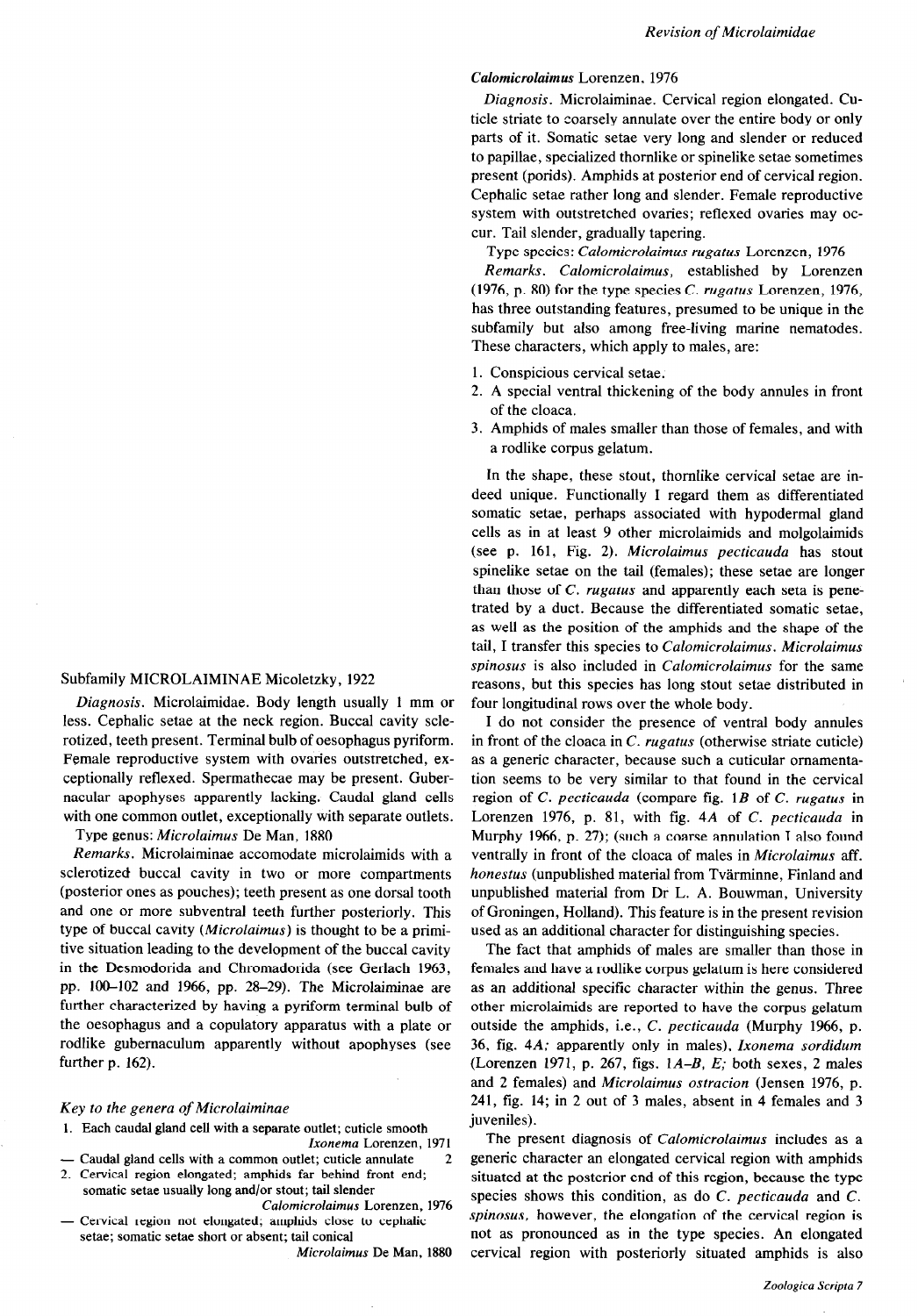## Subfamily MICROLAIMINAE Micoletzky, 1922

*Diagnosis.* Microlaimidae. Body length usually 1 mm or less. Cephalic setae at the neck region. Buccal cavity sclerotized, teeth present. Terminal bulb of oesophagus pyriform. Female reproductive system with ovaries outstretched, exceptionally reflexed. Spermathecae may be present. Gubernacular apophyses apparently lacking. Caudal gland cells with one common outlet, exceptionally with separate outlets.

Type genus: *Microlaimus* De Man, 1880

*Remarks.* Microlaiminae accomodate microlaimids with a sclerotized buccal cavity in two or more compartments (posterior ones as pouches); teeth present as one dorsal tooth and one or more subventral teeth further posteriorly. This type of buccal cavity (*Microlaimus*) is thought to be a primitive situation leading to the development of the buccal cavity in the Desmodorida and Chromadorida (see Gerlach 1963, pp. 100–102 and 1966, pp. 28–29). The Microlaiminae are further characterized by having a pyriform terminal bulb of the oesophagus and a copulatory apparatus with a plate or rodlike gubernaculum apparently without apophyses (see further p. 162).

### *Key to the genera of Microlaiminae*

1. Each caudal gland cell with a separate outlet; cuticle smooth — *Ixonema* Lorenzen, 1971
— Caudal gland cells with a common outlet; cuticle annulate — 2
2. Cervical region elongated; amphids far behind front end; somatic setae usually long and/or stout; tail slender — *Calomicrolaimus* Lorenzen, 1976
— Cervical region not elongated; amphids close to cephalic setae; somatic setae short or absent; tail conical — *Microlaimus* De Man, 1880

### *Calomicrolaimus* Lorenzen, 1976

*Diagnosis.* Microlaiminae. Cervical region elongated. Cuticle striate to coarsely annulate over the entire body or only parts of it. Somatic setae very long and slender or reduced to papillae, specialized thornlike or spinelike setae sometimes present (porids). Amphids at posterior end of cervical region. Cephalic setae rather long and slender. Female reproductive system with outstretched ovaries; reflexed ovaries may occur. Tail slender, gradually tapering.

Type species: *Calomicrolaimus rugatus* Lorenzen, 1976

*Remarks. Calomicrolaimus,* established by Lorenzen (1976, p. 80) for the type species *C. rugatus* Lorenzen, 1976, has three outstanding features, presumed to be unique in the subfamily but also among free-living marine nematodes. These characters, which apply to males, are:

1. Conspicuous cervical setae.
2. A special ventral thickening of the body annules in front of the cloaca.
3. Amphids of males smaller than those of females, and with a rodlike corpus gelatum.

In the shape, these stout, thornlike cervical setae are indeed unique. Functionally I regard them as differentiated somatic setae, perhaps associated with hypodermal gland cells as in at least 9 other microlaimids and molgolaimids (see p. 161, Fig. 2). *Microlaimus pecticauda* has stout spinelike setae on the tail (females); these setae are longer than those of *C. rugatus* and apparently each seta is penetrated by a duct. Because the differentiated somatic setae, as well as the position of the amphids and the shape of the tail, I transfer this species to *Calomicrolaimus*. *Microlaimus spinosus* is also included in *Calomicrolaimus* for the same reasons, but this species has long stout setae distributed in four longitudinal rows over the whole body.

I do not consider the presence of ventral body annules in front of the cloaca in *C. rugatus* (otherwise striate cuticle) as a generic character, because such a cuticular ornamentation seems to be very similar to that found in the cervical region of *C. pecticauda* (compare fig. *1B* of *C. rugatus* in Lorenzen 1976, p. 81, with fig. *4A* of *C. pecticauda* in Murphy 1966, p. 27); (such a coarse annulation I also found ventrally in front of the cloaca of males in *Microlaimus* aff. *honestus* (unpublished material from Tvärminne, Finland and unpublished material from Dr L. A. Bouwman, University of Groningen, Holland). This feature is in the present revision used as an additional character for distinguishing species.

The fact that amphids of males are smaller than those in females and have a rodlike corpus gelatum is here considered as an additional specific character within the genus. Three other microlaimids are reported to have the corpus gelatum outside the amphids, i.e., *C. pecticauda* (Murphy 1966, p. 36, fig. *4A;* apparently only in males), *Ixonema sordidum* (Lorenzen 1971, p. 267, figs. *1A–B, E;* both sexes, 2 males and 2 females) and *Microlaimus ostracion* (Jensen 1976, p. 241, fig. 14; in 2 out of 3 males, absent in 4 females and 3 juveniles).

The present diagnosis of *Calomicrolaimus* includes as a generic character an elongated cervical region with amphids situated at the posterior end of this region, because the type species shows this condition, as do *C. pecticauda* and *C. spinosus*, however, the elongation of the cervical region is not as pronounced as in the type species. An elongated cervical region with posteriorly situated amphids is also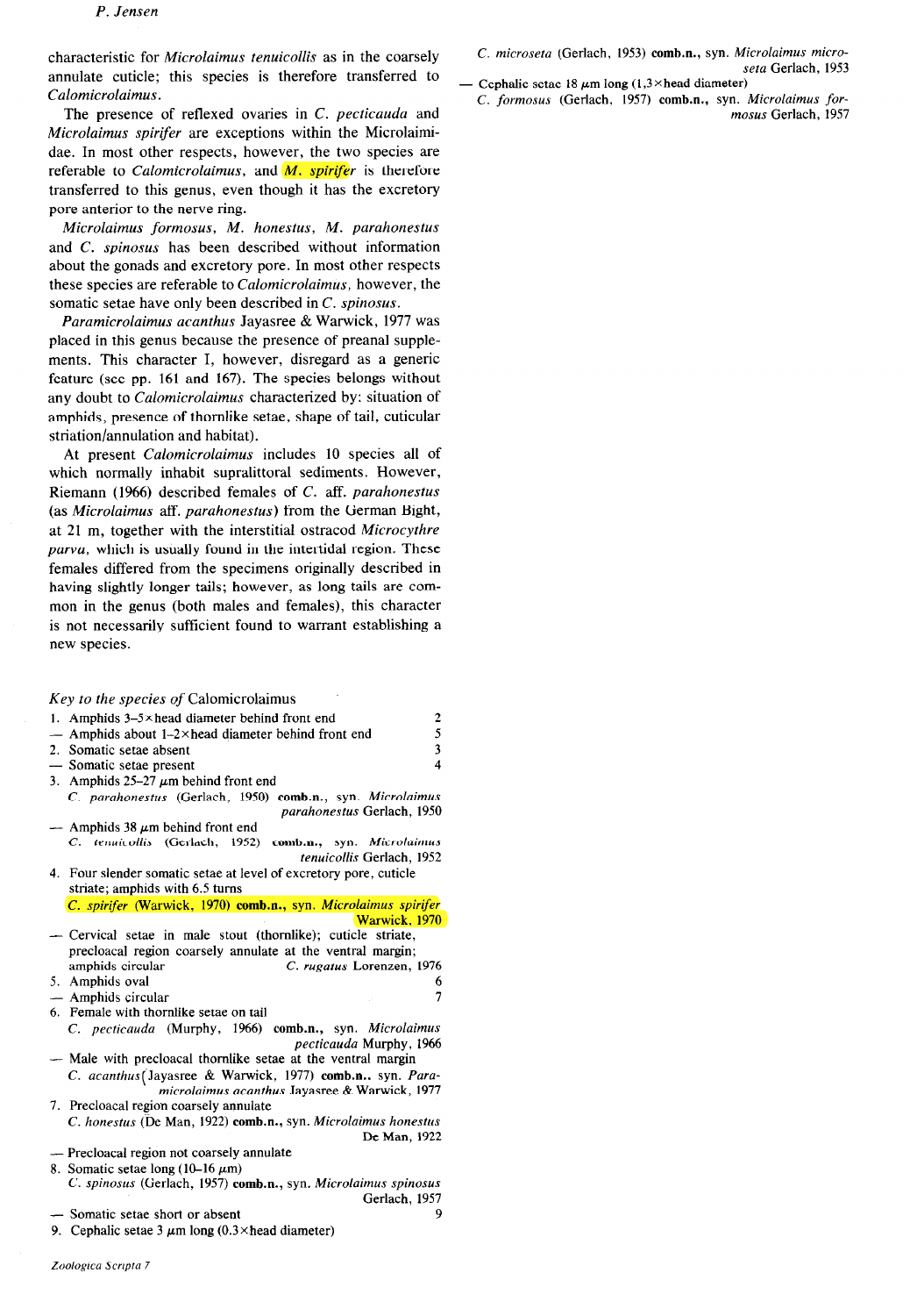characteristic for *Microlaimus tenuicollis* as in the coarsely annulate cuticle; this species is therefore transferred to *Calomicrolaimus*.

The presence of reflexed ovaries in *C. pecticauda* and *Microlaimus spirifer* are exceptions within the Microlaimidae. In most other respects, however, the two species are referable to *Calomicrolaimus*, and *M. spirifer* is therefore transferred to this genus, even though it has the excretory pore anterior to the nerve ring.

*Microlaimus formosus*, *M. honestus*, *M. parahonestus* and *C. spinosus* has been described without information about the gonads and excretory pore. In most other respects these species are referable to *Calomicrolaimus*, however, the somatic setae have only been described in *C. spinosus*.

*Paramicrolaimus acanthus* Jayasree & Warwick, 1977 was placed in this genus because the presence of preanal supplements. This character I, however, disregard as a generic feature (see pp. 161 and 167). The species belongs without any doubt to *Calomicrolaimus* characterized by: situation of amphids, presence of thornlike setae, shape of tail, cuticular striation/annulation and habitat).

At present *Calomicrolaimus* includes 10 species all of which normally inhabit supralittoral sediments. However, Riemann (1966) described females of *C.* aff. *parahonestus* (as *Microlaimus* aff. *parahonestus*) from the German Bight, at 21 m, together with the interstitial ostracod *Microcythre parva*, which is usually found in the intertidal region. These females differed from the specimens originally described in having slightly longer tails; however, as long tails are common in the genus (both males and females), this character is not necessarily sufficient found to warrant establishing a new species.

*Key to the species of* Calomicrolaimus

1. Amphids 3–5 × head diameter behind front end ... 2
— Amphids about 1–2 × head diameter behind front end ... 5
2. Somatic setae absent ... 3
— Somatic setae present ... 4
3. Amphids 25–27 µm behind front end
*C. parahonestus* (Gerlach, 1950) **comb.n.**, syn. *Microlaimus parahonestus* Gerlach, 1950
— Amphids 38 µm behind front end
*C. tenuicollis* (Gerlach, 1952) **comb.n.**, syn. *Microlaimus tenuicollis* Gerlach, 1952
4. Four slender somatic setae at level of excretory pore, cuticle striate; amphids with 6.5 turns
*C. spirifer* (Warwick, 1970) **comb.n.**, syn. *Microlaimus spirifer* Warwick, 1970
— Cervical setae in male stout (thornlike); cuticle striate, precloacal region coarsely annulate at the ventral margin; amphids circular ... *C. rugatus* Lorenzen, 1976
5. Amphids oval ... 6
— Amphids circular ... 7
6. Female with thornlike setae on tail
*C. pecticauda* (Murphy, 1966) **comb.n.**, syn. *Microlaimus pecticauda* Murphy, 1966
— Male with precloacal thornlike setae at the ventral margin
*C. acanthus* (Jayasree & Warwick, 1977) **comb.n.**, syn. *Paramicrolaimus acanthus* Jayasree & Warwick, 1977
7. Precloacal region coarsely annulate
*C. honestus* (De Man, 1922) **comb.n.**, syn. *Microlaimus honestus* De Man, 1922
— Precloacal region not coarsely annulate
8. Somatic setae long (10–16 µm)
*C. spinosus* (Gerlach, 1957) **comb.n.**, syn. *Microlaimus spinosus* Gerlach, 1957
— Somatic setae short or absent ... 9
9. Cephalic setae 3 µm long (0.3 × head diameter)
*C. microseta* (Gerlach, 1953) **comb.n.**, syn. *Microlaimus microseta* Gerlach, 1953
— Cephalic setae 18 µm long (1.3 × head diameter)
*C. formosus* (Gerlach, 1957) **comb.n.**, syn. *Microlaimus formosus* Gerlach, 1957